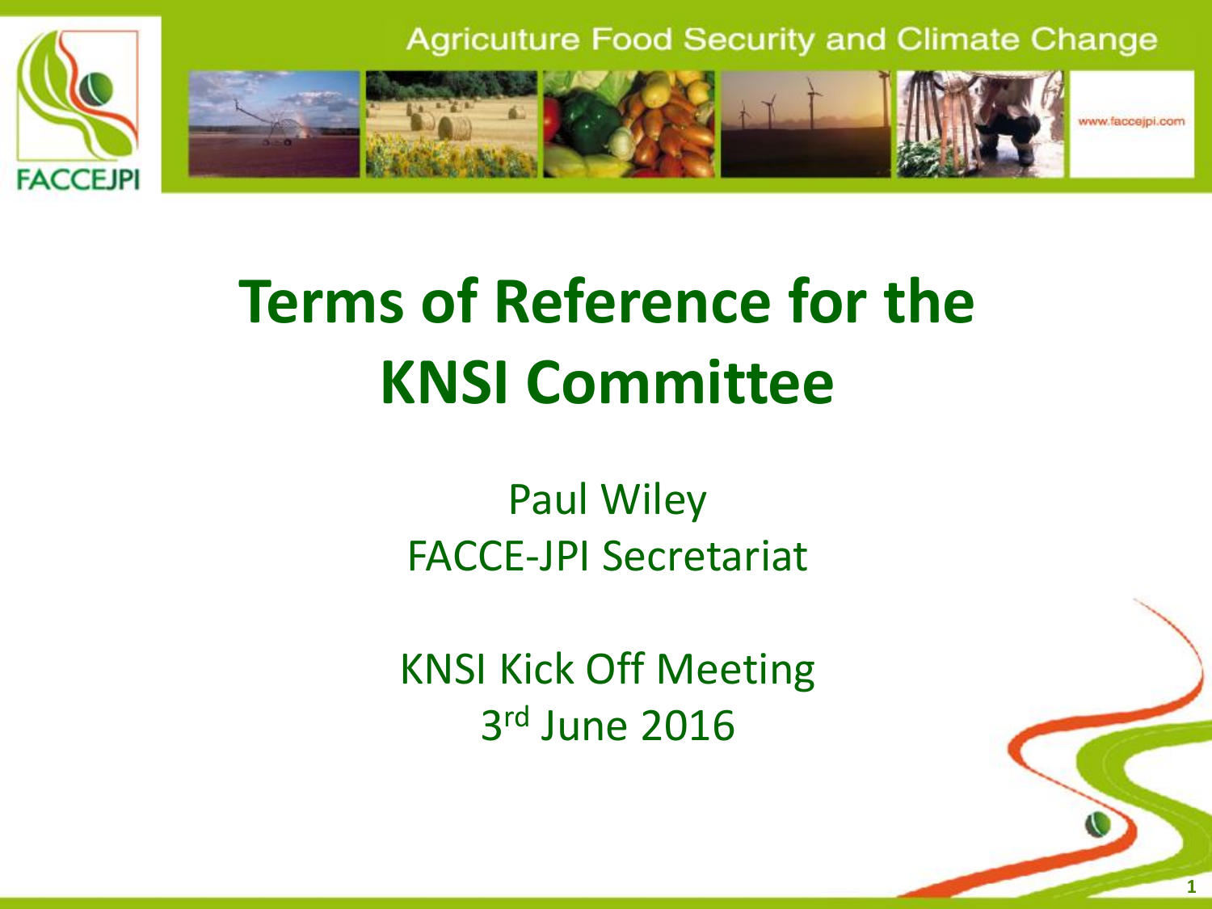# Terms of Reference for the KNSI Committee

Paul Wiley
FACCE-JPI Secretariat

KNSI Kick Off Meeting
3rd June 2016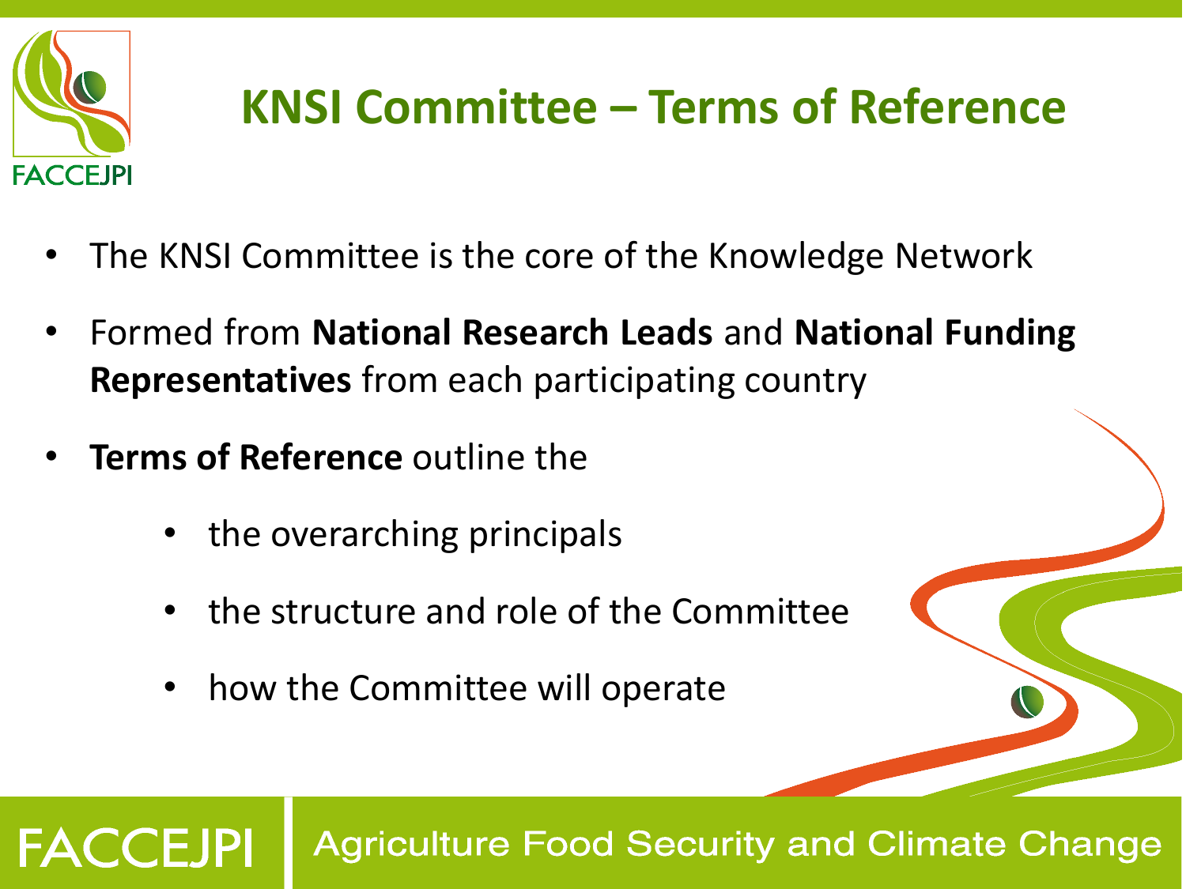# KNSI Committee – Terms of Reference

- The KNSI Committee is the core of the Knowledge Network
- Formed from **National Research Leads** and **National Funding Representatives** from each participating country
- **Terms of Reference** outline the
  - the overarching principals
  - the structure and role of the Committee
  - how the Committee will operate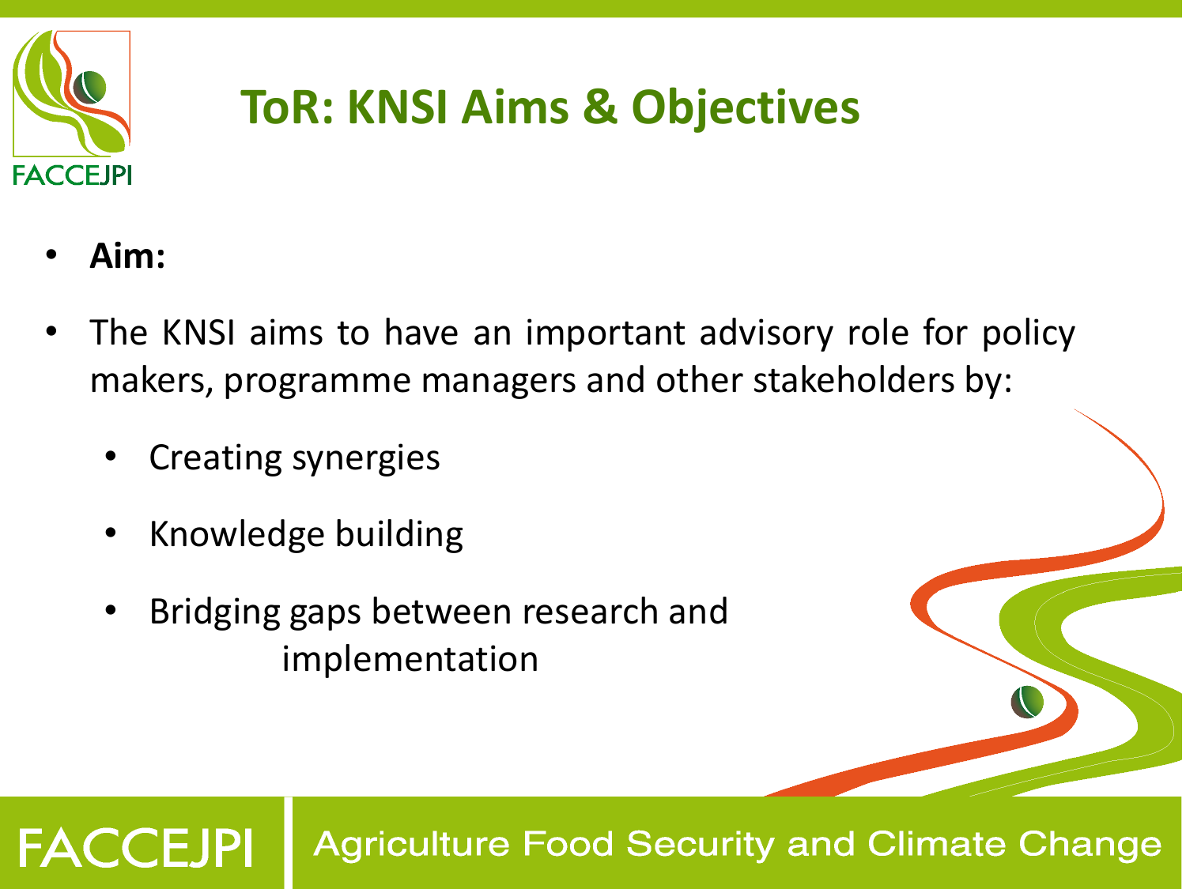# ToR: KNSI Aims & Objectives

- **Aim:**
- The KNSI aims to have an important advisory role for policy makers, programme managers and other stakeholders by:
  - Creating synergies
  - Knowledge building
  - Bridging gaps between research and implementation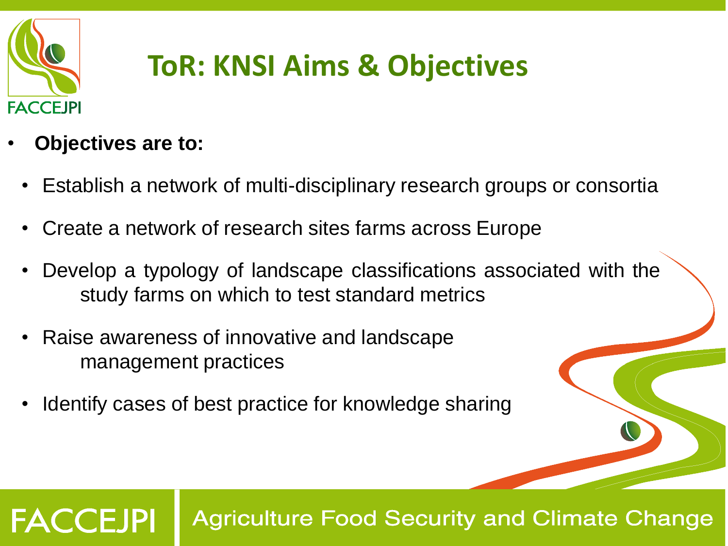# ToR: KNSI Aims & Objectives

- **Objectives are to:**
  - Establish a network of multi-disciplinary research groups or consortia
  - Create a network of research sites farms across Europe
  - Develop a typology of landscape classifications associated with the study farms on which to test standard metrics
  - Raise awareness of innovative and landscape management practices
  - Identify cases of best practice for knowledge sharing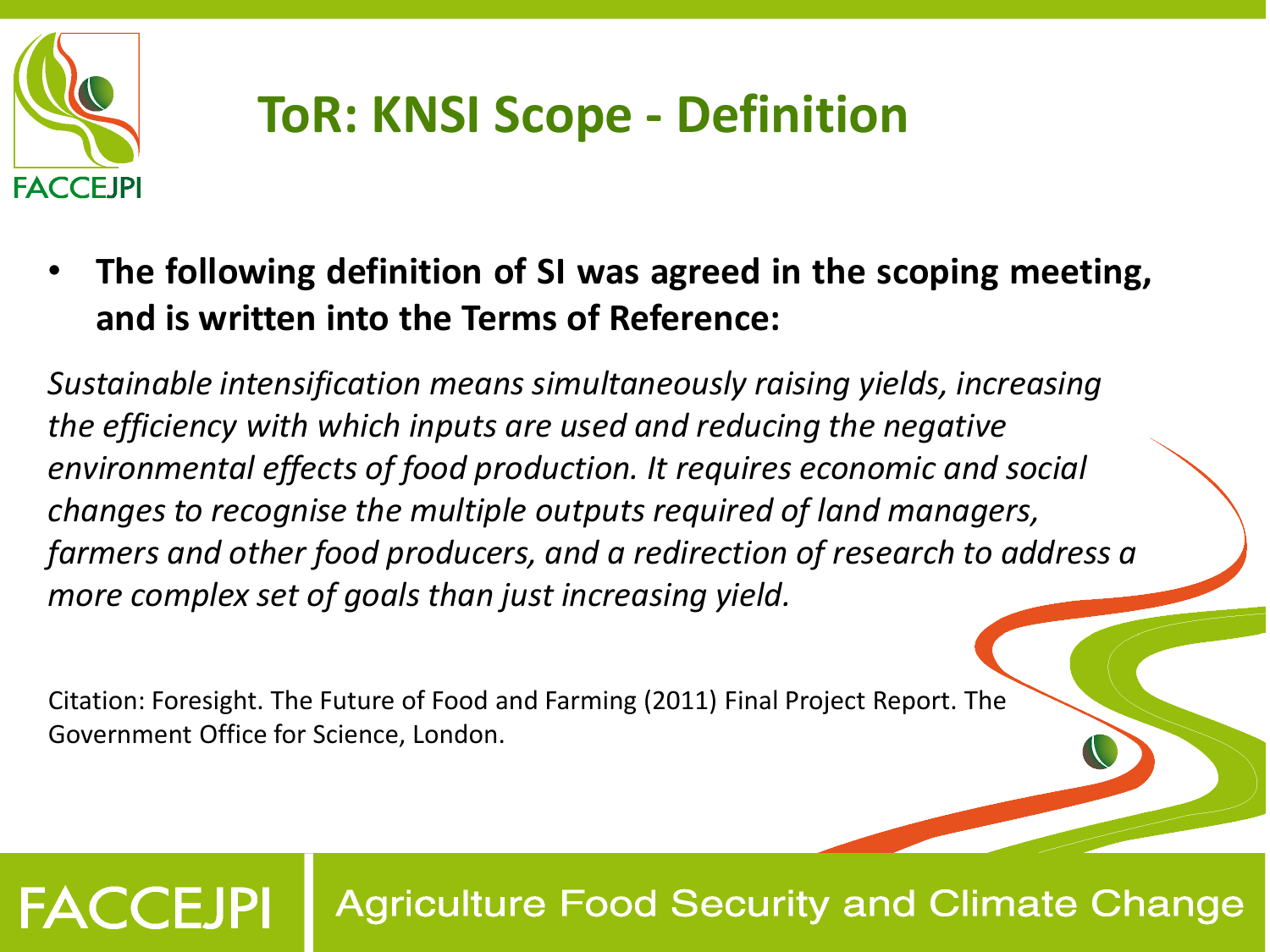# ToR: KNSI Scope - Definition

- **The following definition of SI was agreed in the scoping meeting, and is written into the Terms of Reference:**

*Sustainable intensification means simultaneously raising yields, increasing the efficiency with which inputs are used and reducing the negative environmental effects of food production. It requires economic and social changes to recognise the multiple outputs required of land managers, farmers and other food producers, and a redirection of research to address a more complex set of goals than just increasing yield.*

Citation: Foresight. The Future of Food and Farming (2011) Final Project Report. The Government Office for Science, London.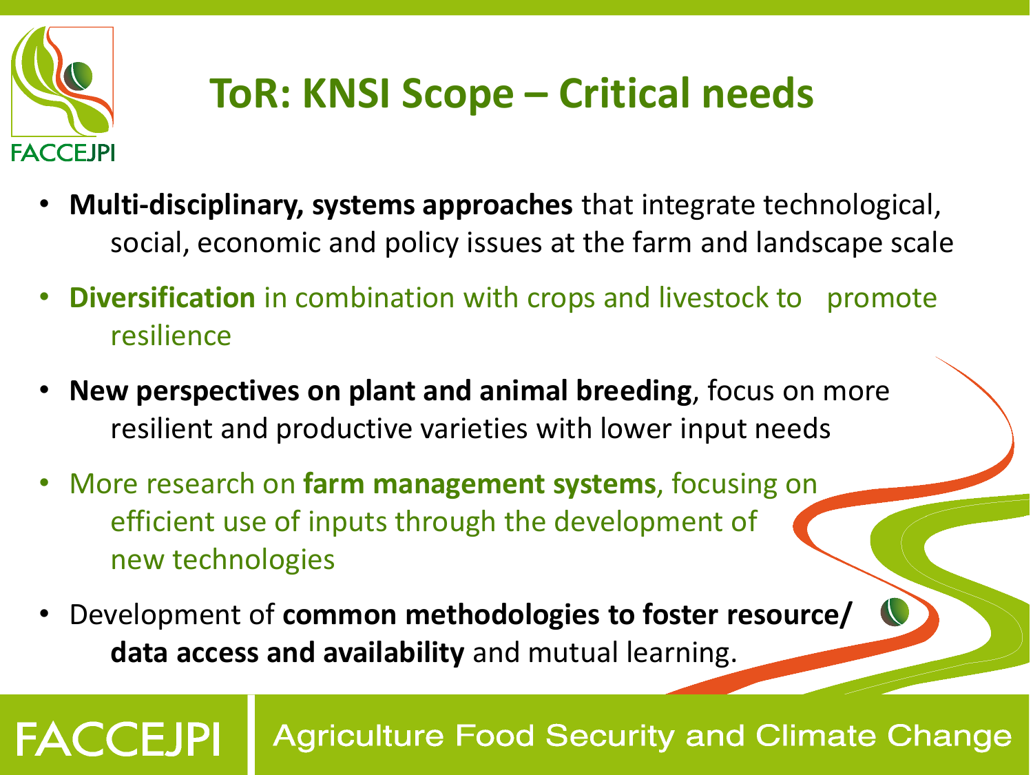# ToR: KNSI Scope – Critical needs

- **Multi-disciplinary, systems approaches** that integrate technological, social, economic and policy issues at the farm and landscape scale
- **Diversification** in combination with crops and livestock to promote resilience
- **New perspectives on plant and animal breeding**, focus on more resilient and productive varieties with lower input needs
- More research on **farm management systems**, focusing on efficient use of inputs through the development of new technologies
- Development of **common methodologies to foster resource/ data access and availability** and mutual learning.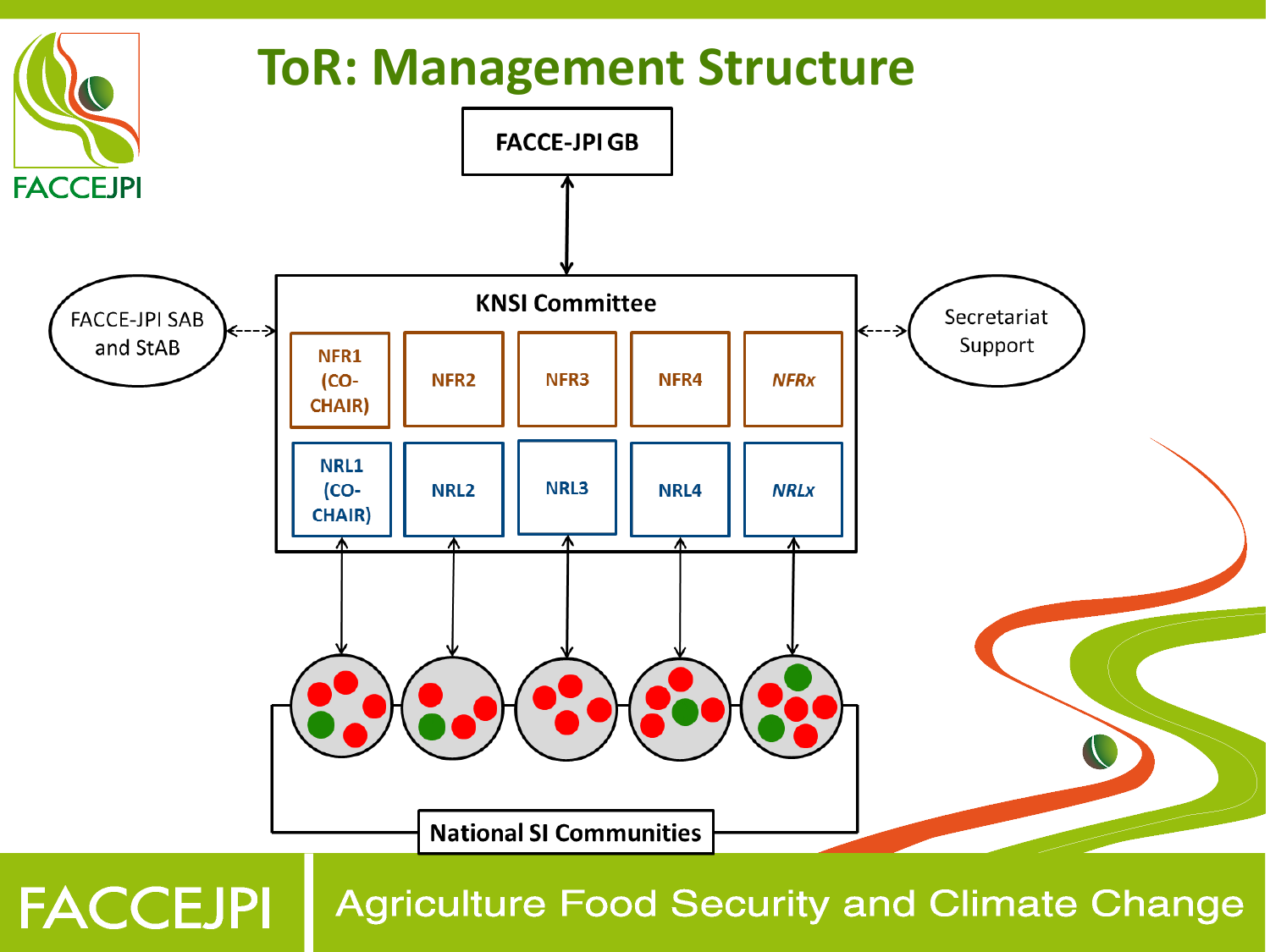# ToR: Management Structure

FACCE-JPI GB

FACCE-JPI SAB and StAB

KNSI Committee

NFR1 (CO-CHAIR) | NFR2 | NFR3 | NFR4 | *NFRx*

NRL1 (CO-CHAIR) | NRL2 | NRL3 | NRL4 | *NRLx*

Secretariat Support

National SI Communities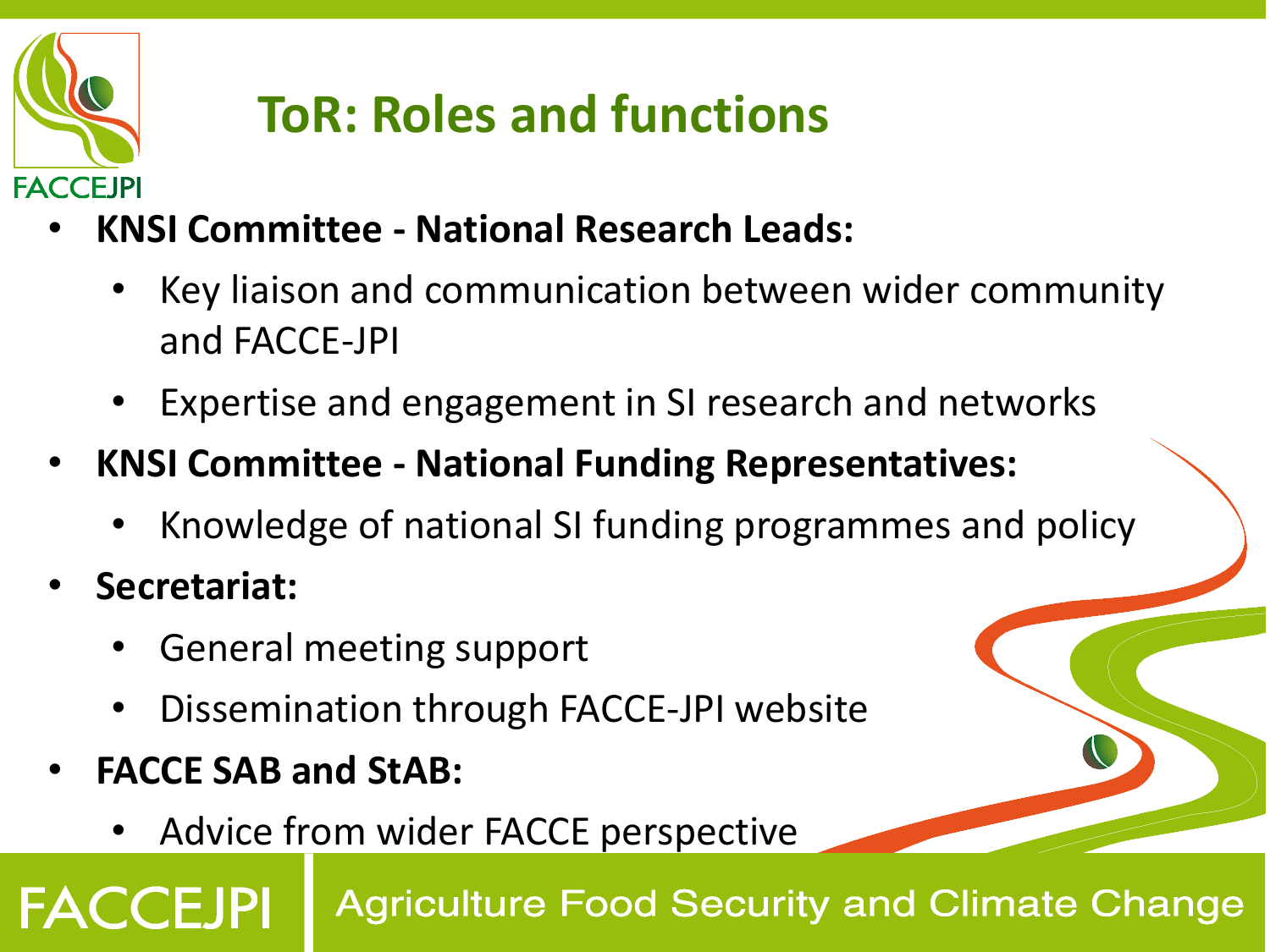# ToR: Roles and functions

- **KNSI Committee - National Research Leads:**
  - Key liaison and communication between wider community and FACCE-JPI
  - Expertise and engagement in SI research and networks
- **KNSI Committee - National Funding Representatives:**
  - Knowledge of national SI funding programmes and policy
- **Secretariat:**
  - General meeting support
  - Dissemination through FACCE-JPI website
- **FACCE SAB and StAB:**
  - Advice from wider FACCE perspective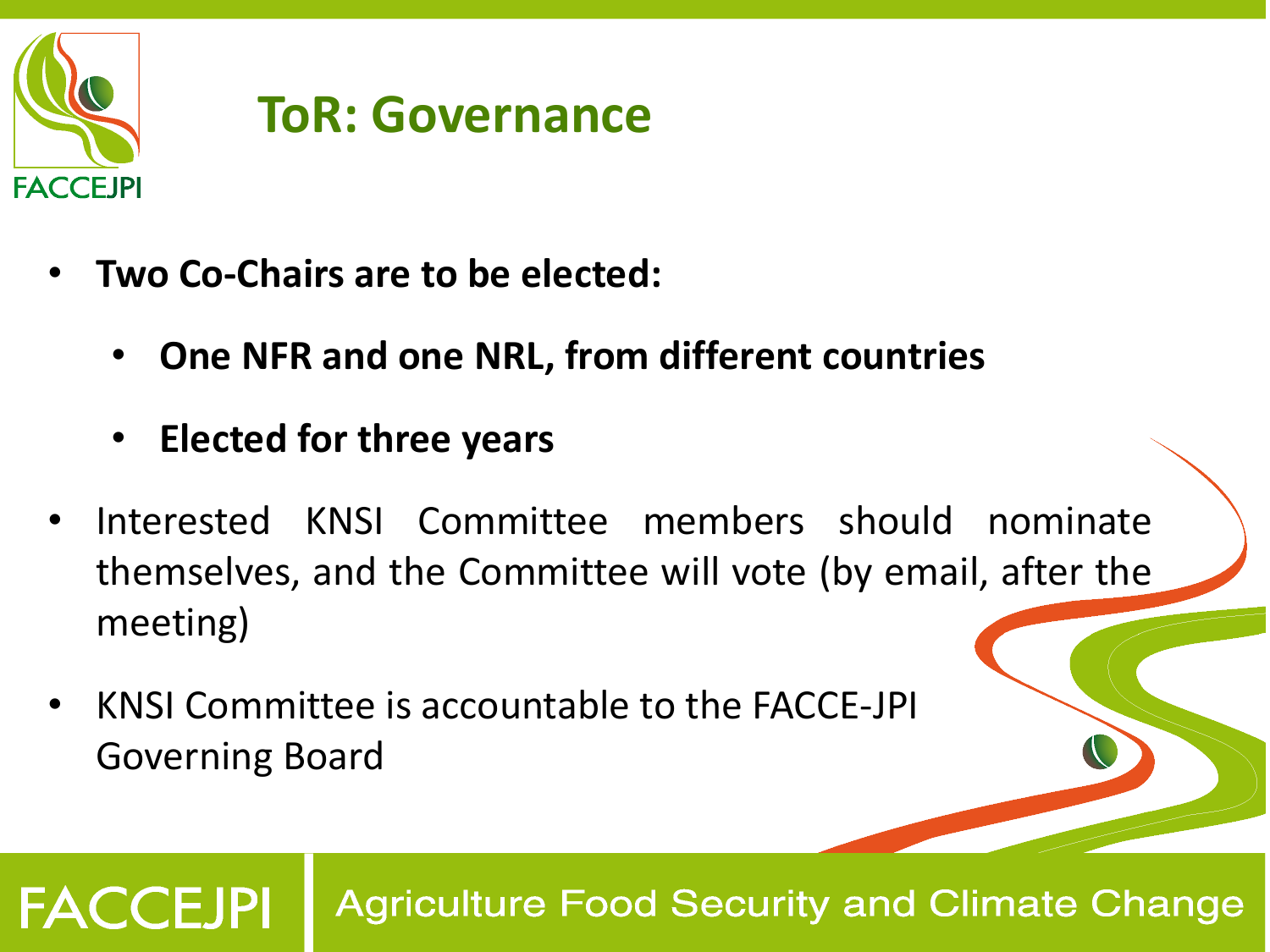# ToR: Governance

- **Two Co-Chairs are to be elected:**
  - **One NFR and one NRL, from different countries**
  - **Elected for three years**
- Interested KNSI Committee members should nominate themselves, and the Committee will vote (by email, after the meeting)
- KNSI Committee is accountable to the FACCE-JPI Governing Board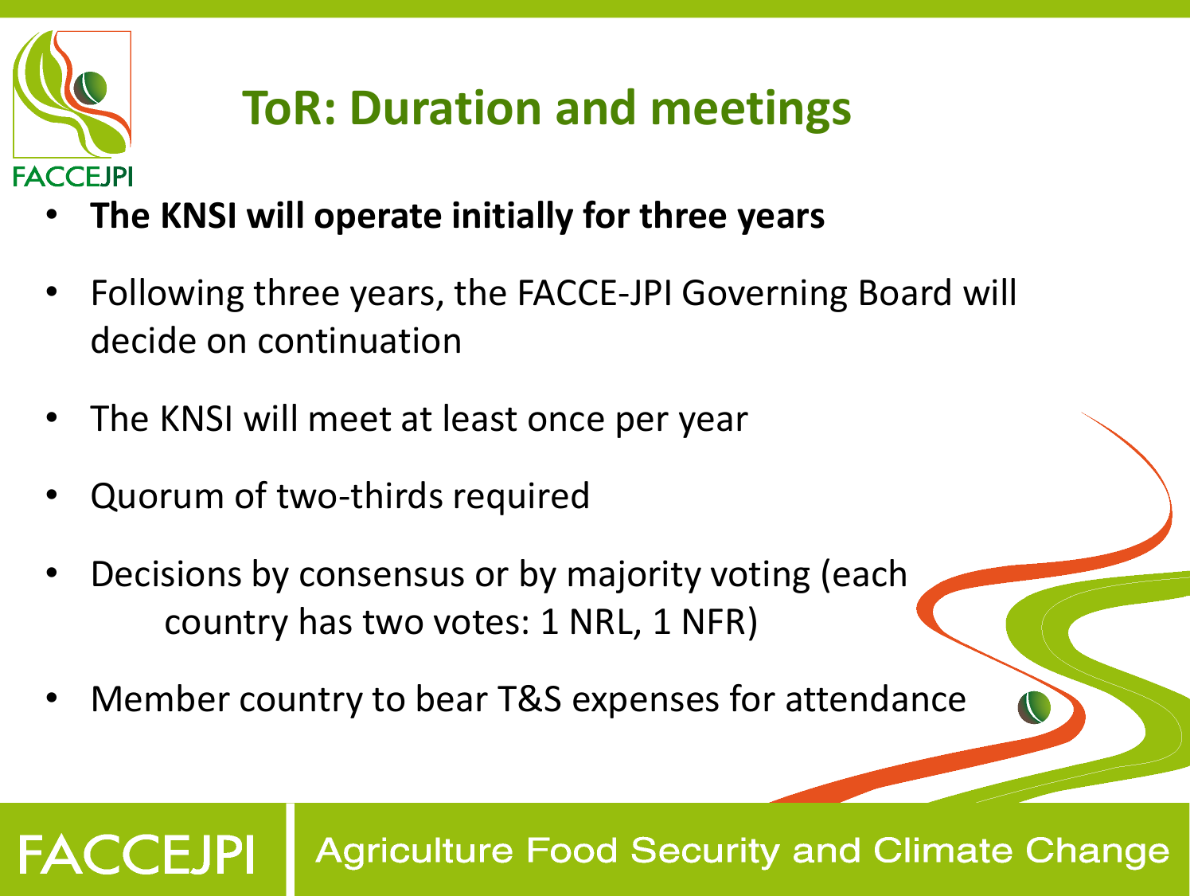# ToR: Duration and meetings

- **The KNSI will operate initially for three years**
- Following three years, the FACCE-JPI Governing Board will decide on continuation
- The KNSI will meet at least once per year
- Quorum of two-thirds required
- Decisions by consensus or by majority voting (each country has two votes: 1 NRL, 1 NFR)
- Member country to bear T&S expenses for attendance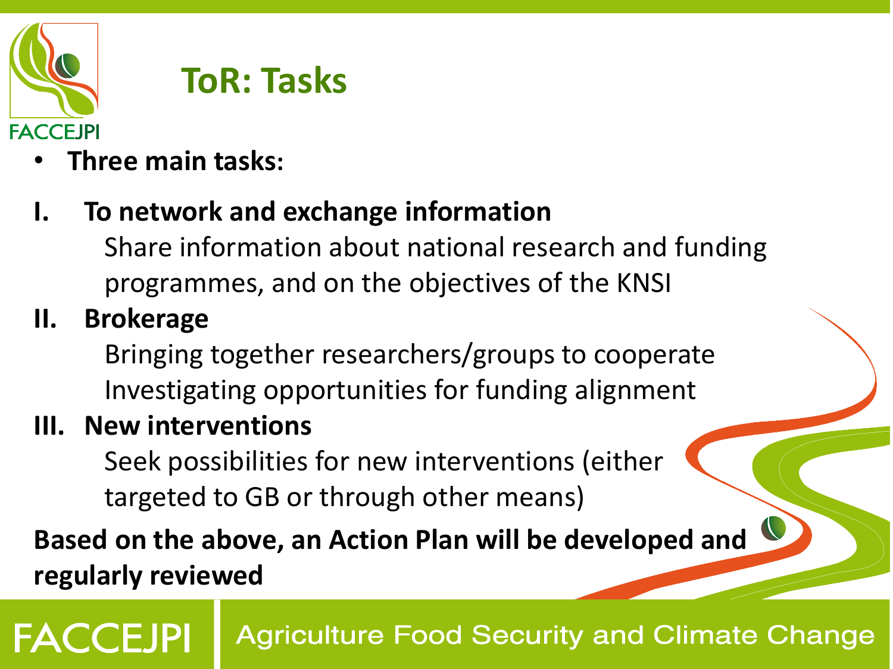# ToR: Tasks

- **Three main tasks:**

**I. To network and exchange information**

Share information about national research and funding programmes, and on the objectives of the KNSI

**II. Brokerage**

Bringing together researchers/groups to cooperate
Investigating opportunities for funding alignment

**III. New interventions**

Seek possibilities for new interventions (either targeted to GB or through other means)

**Based on the above, an Action Plan will be developed and regularly reviewed**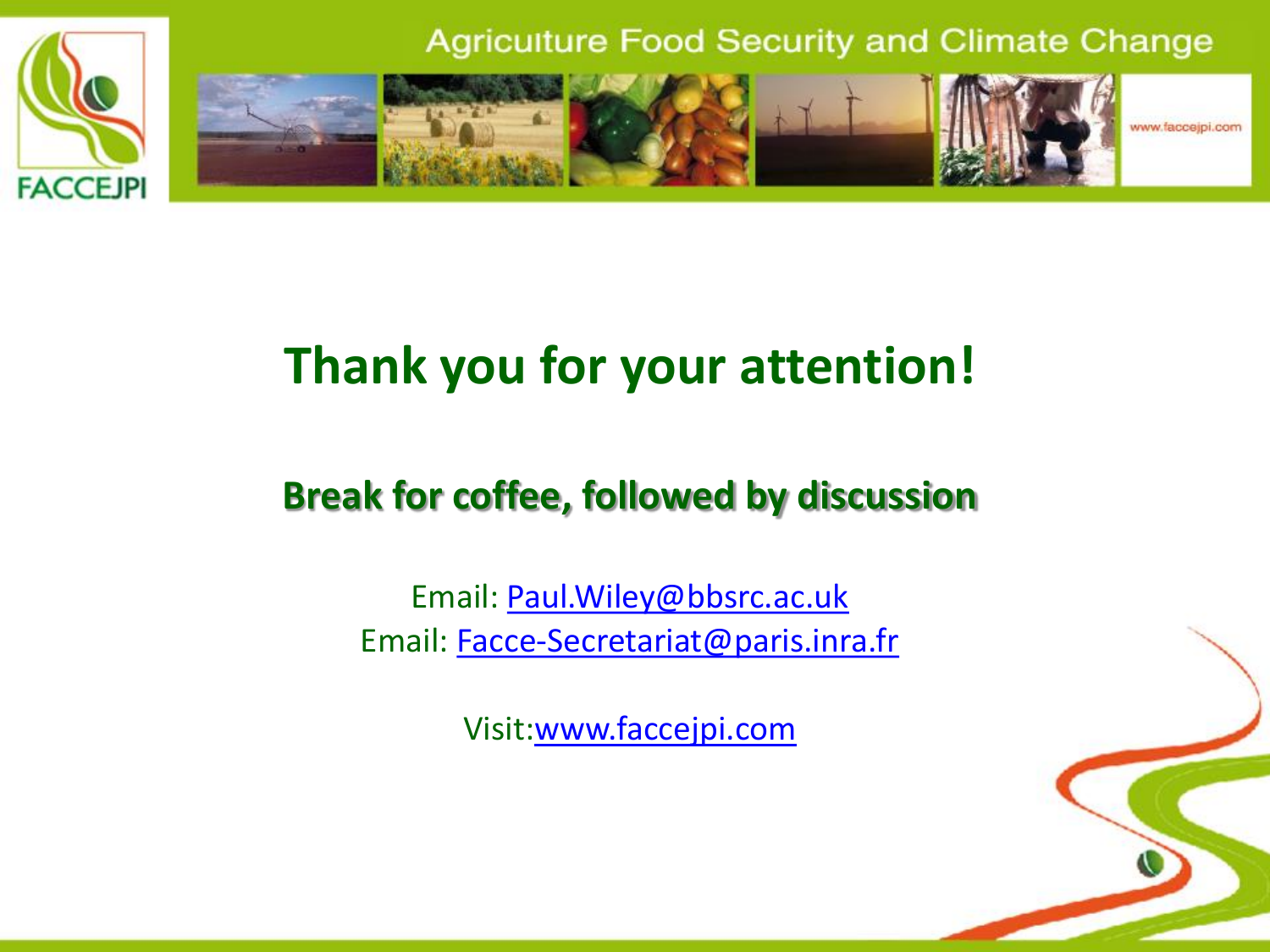# Thank you for your attention!

## Break for coffee, followed by discussion

Email: Paul.Wiley@bbsrc.ac.uk
Email: Facce-Secretariat@paris.inra.fr

Visit:www.faccejpi.com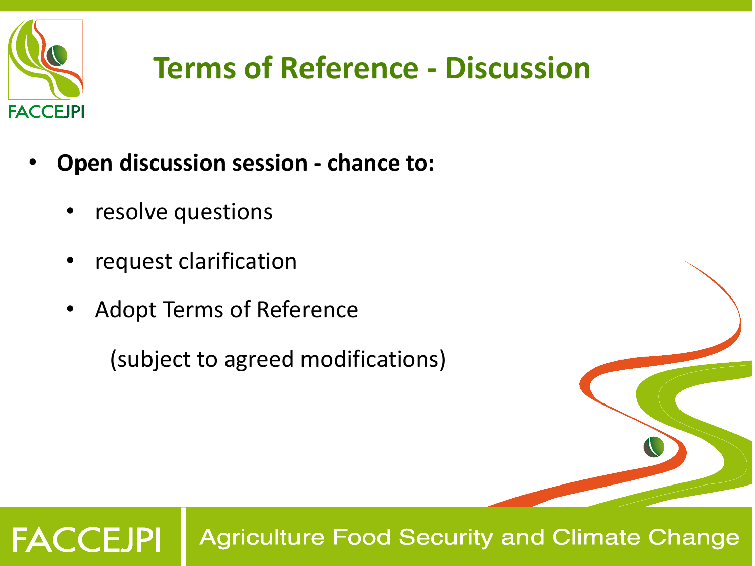# Terms of Reference - Discussion

- **Open discussion session - chance to:**
  - resolve questions
  - request clarification
  - Adopt Terms of Reference

    (subject to agreed modifications)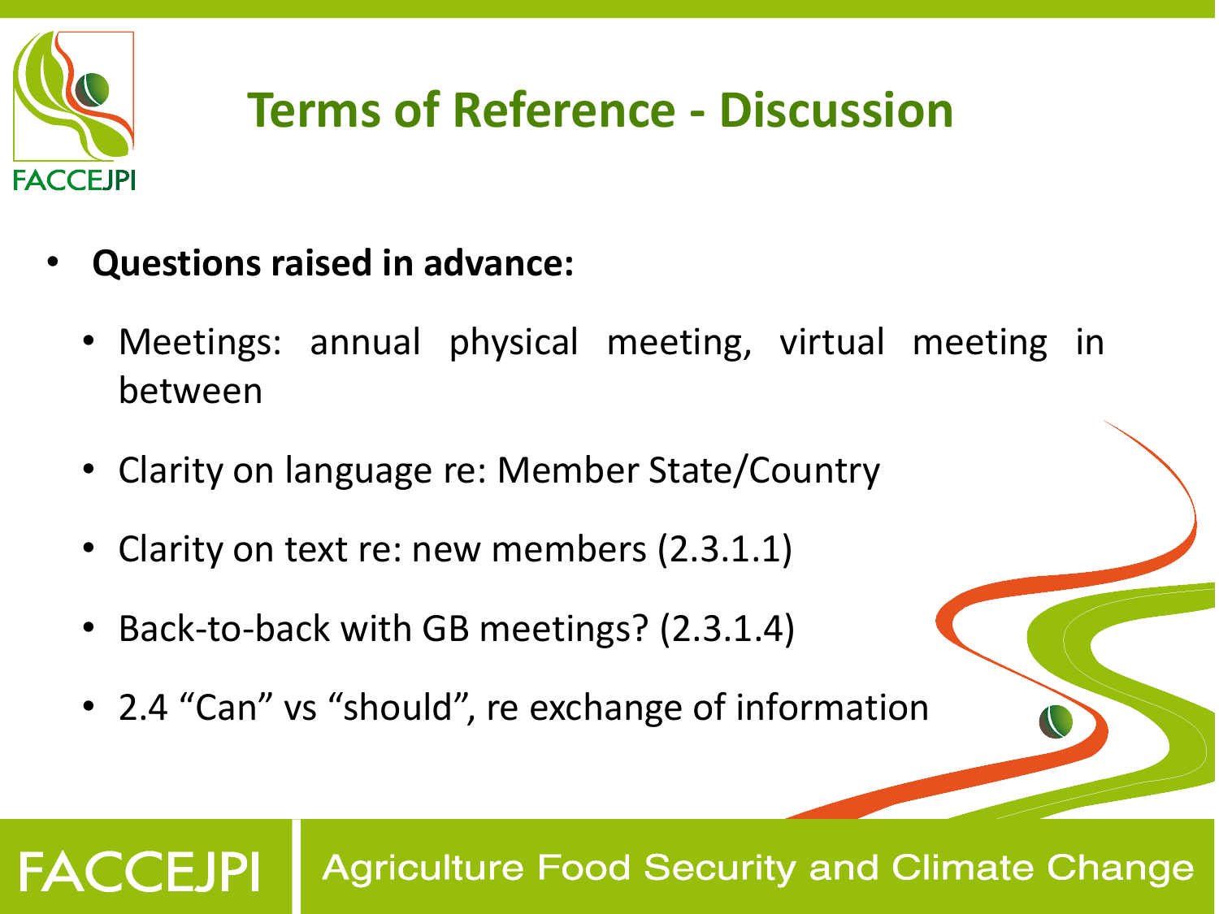# Terms of Reference - Discussion

- **Questions raised in advance:**
  - Meetings: annual physical meeting, virtual meeting in between
  - Clarity on language re: Member State/Country
  - Clarity on text re: new members (2.3.1.1)
  - Back-to-back with GB meetings? (2.3.1.4)
  - 2.4 “Can” vs “should”, re exchange of information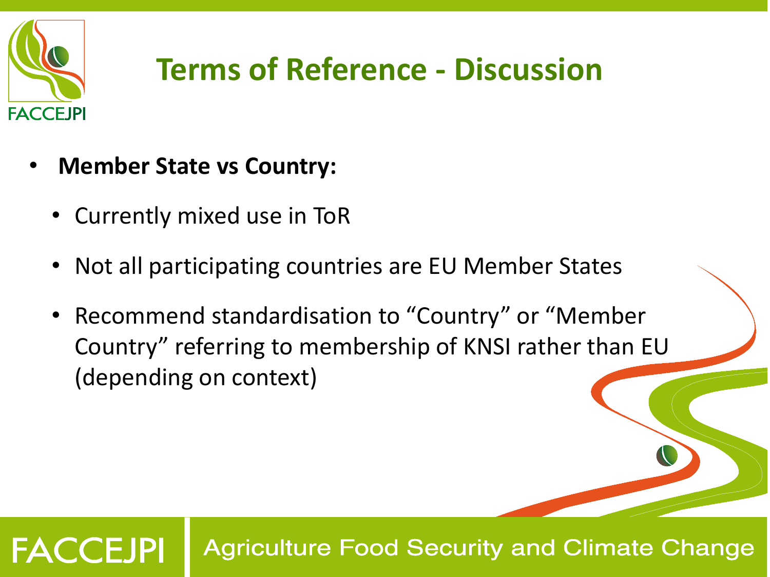# Terms of Reference - Discussion

- **Member State vs Country:**
  - Currently mixed use in ToR
  - Not all participating countries are EU Member States
  - Recommend standardisation to “Country” or “Member Country” referring to membership of KNSI rather than EU (depending on context)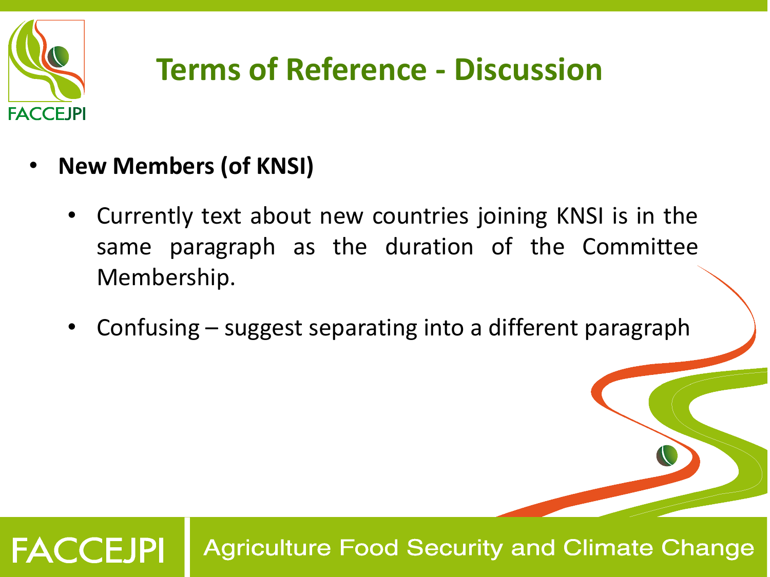# Terms of Reference - Discussion

- **New Members (of KNSI)**
  - Currently text about new countries joining KNSI is in the same paragraph as the duration of the Committee Membership.
  - Confusing – suggest separating into a different paragraph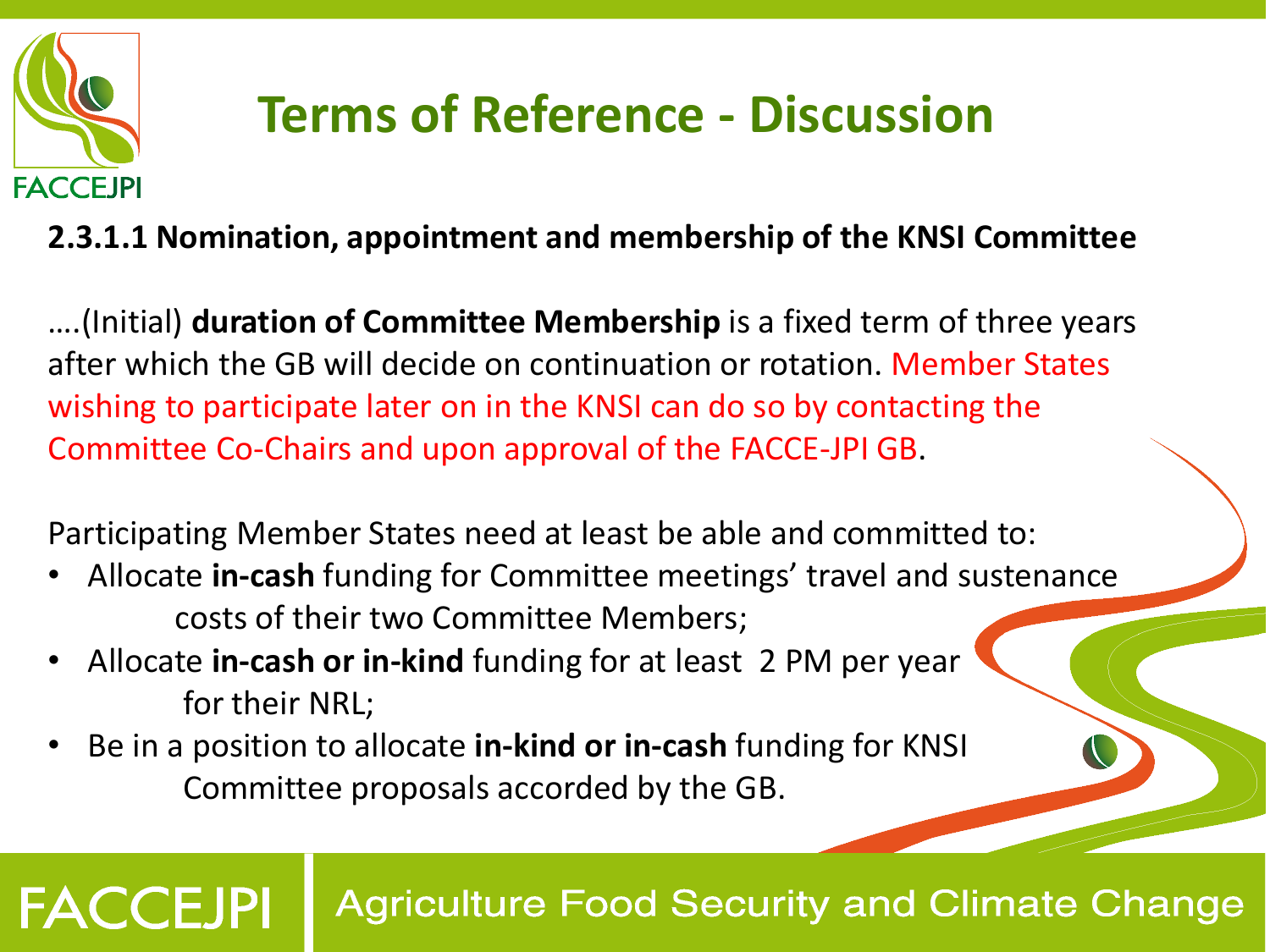# Terms of Reference - Discussion

**2.3.1.1 Nomination, appointment and membership of the KNSI Committee**

….(Initial) **duration of Committee Membership** is a fixed term of three years after which the GB will decide on continuation or rotation. Member States wishing to participate later on in the KNSI can do so by contacting the Committee Co-Chairs and upon approval of the FACCE-JPI GB.

Participating Member States need at least be able and committed to:

- Allocate **in-cash** funding for Committee meetings' travel and sustenance costs of their two Committee Members;
- Allocate **in-cash or in-kind** funding for at least 2 PM per year for their NRL;
- Be in a position to allocate **in-kind or in-cash** funding for KNSI Committee proposals accorded by the GB.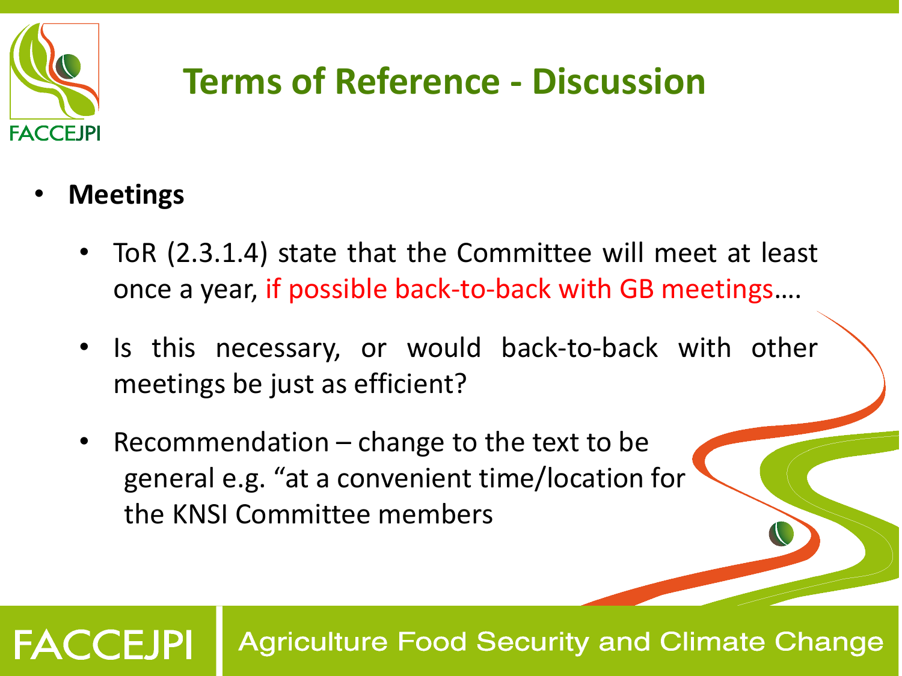# Terms of Reference - Discussion

- **Meetings**
  - ToR (2.3.1.4) state that the Committee will meet at least once a year, if possible back-to-back with GB meetings….
  - Is this necessary, or would back-to-back with other meetings be just as efficient?
  - Recommendation – change to the text to be general e.g. "at a convenient time/location for the KNSI Committee members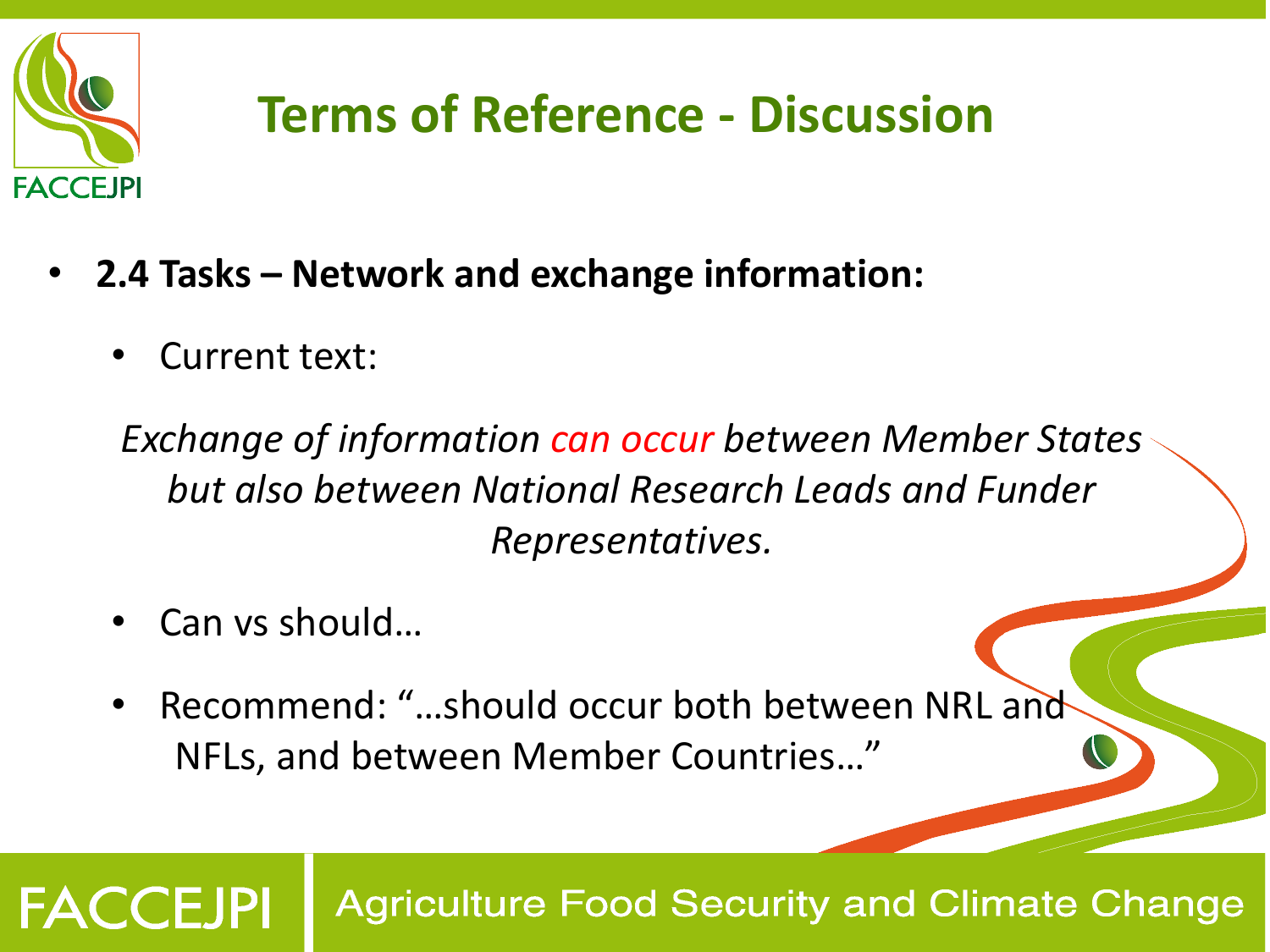# Terms of Reference - Discussion

- **2.4 Tasks – Network and exchange information:**
  - Current text:

    *Exchange of information can occur between Member States but also between National Research Leads and Funder Representatives.*

  - Can vs should…
  - Recommend: "…should occur both between NRL and NFLs, and between Member Countries…"